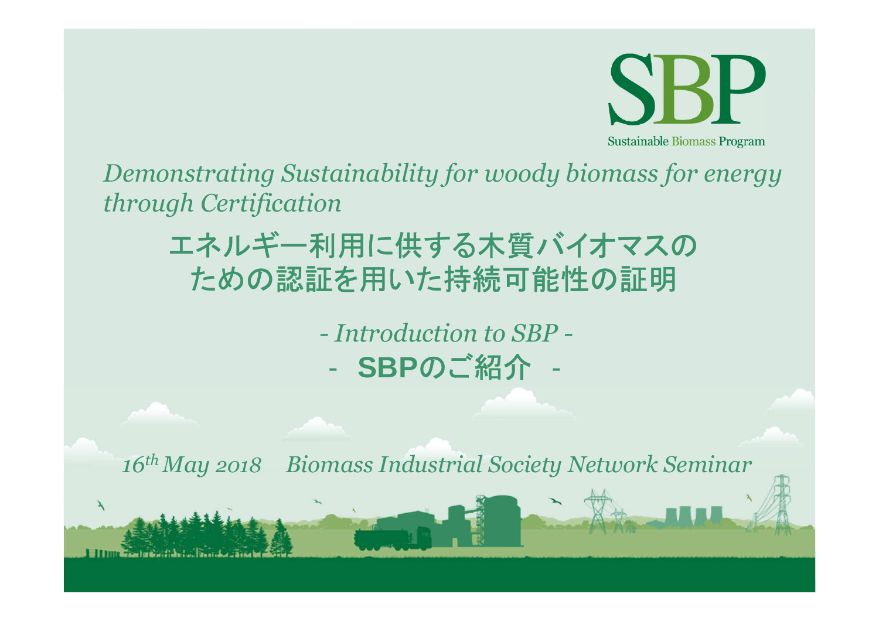SBP

Sustainable Biomass Program

*Demonstrating Sustainability for woody biomass for energy through Certification*

# エネルギー利用に供する木質バイオマスのための認証を用いた持続可能性の証明

*- Introduction to SBP -*

**- SBPのご紹介 -**

*16th May 2018　Biomass Industrial Society Network Seminar*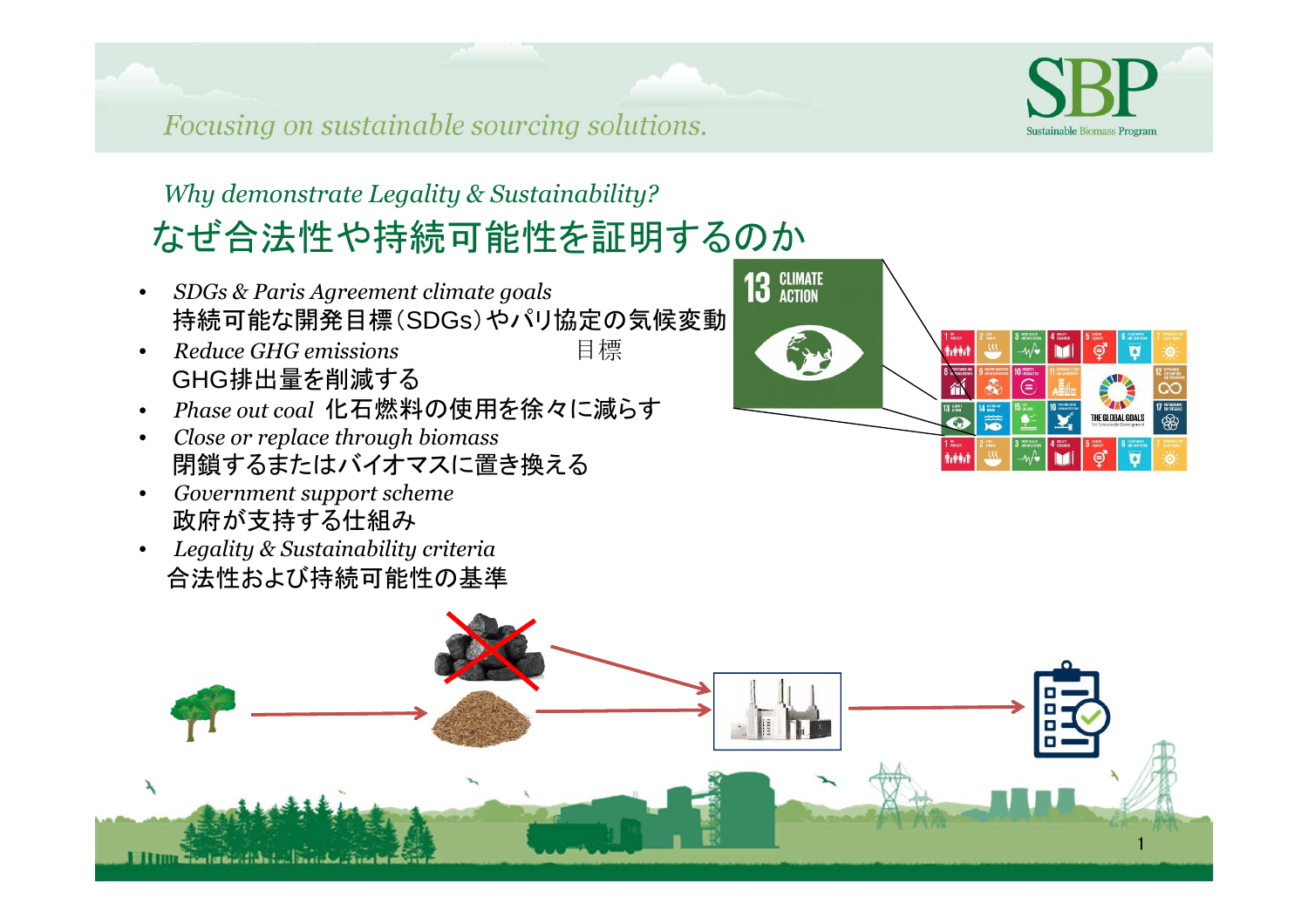*Focusing on sustainable sourcing solutions.*

## *Why demonstrate Legality & Sustainability?*
# なぜ合法性や持続可能性を証明するのか

- *SDGs & Paris Agreement climate goals*
  持続可能な開発目標（SDGs）やパリ協定の気候変動目標
- *Reduce GHG emissions*
  GHG排出量を削減する
- *Phase out coal* 化石燃料の使用を徐々に減らす
- *Close or replace through biomass*
  閉鎖するまたはバイオマスに置き換える
- *Government support scheme*
  政府が支持する仕組み
- *Legality & Sustainability criteria*
  合法性および持続可能性の基準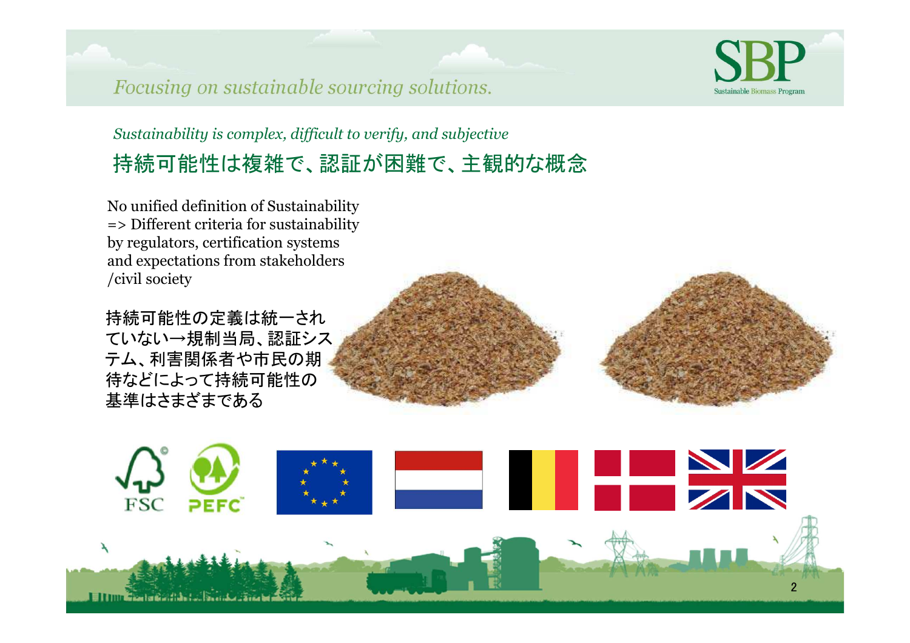*Focusing on sustainable sourcing solutions.*

*Sustainability is complex, difficult to verify, and subjective*

## 持続可能性は複雑で、認証が困難で、主観的な概念

No unified definition of Sustainability
=> Different criteria for sustainability by regulators, certification systems and expectations from stakeholders /civil society

持続可能性の定義は統一されていない→規制当局、認証システム、利害関係者や市民の期待などによって持続可能性の基準はさまざまである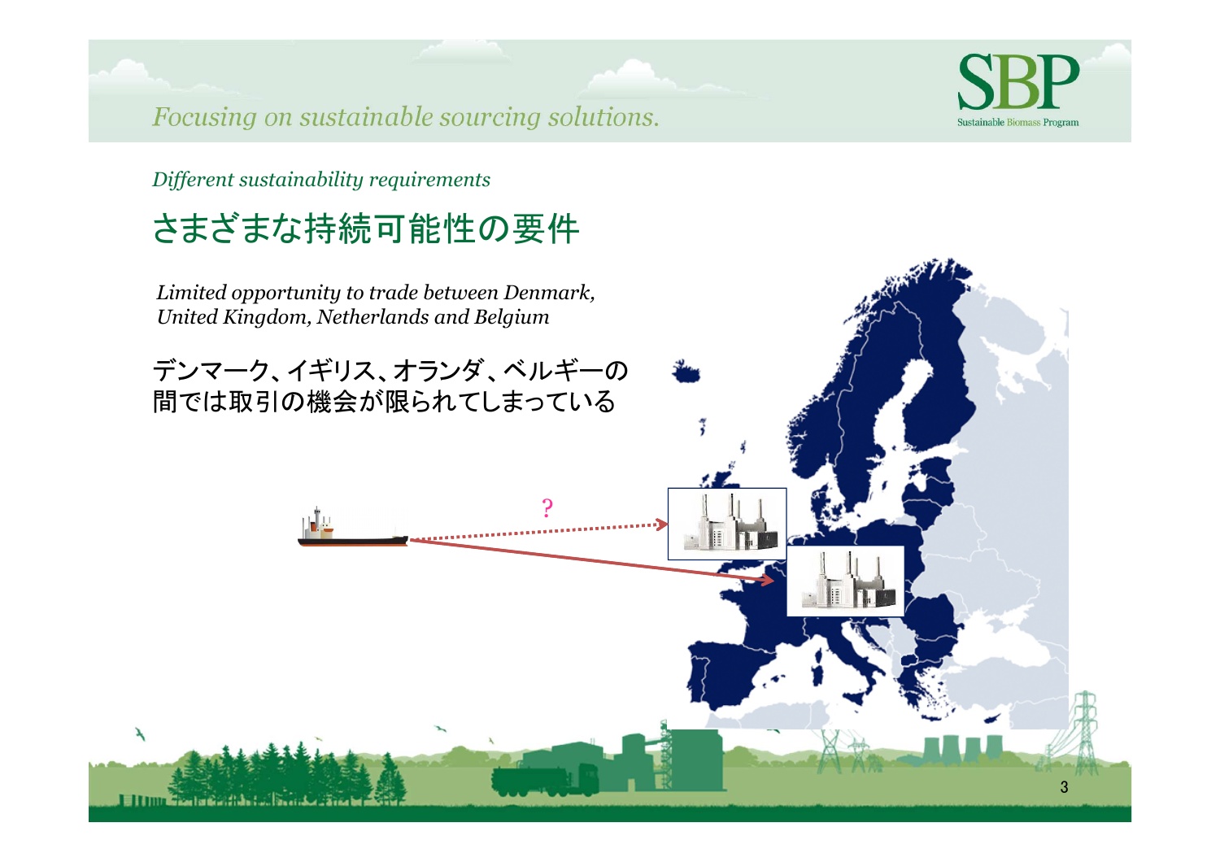*Different sustainability requirements*

# さまざまな持続可能性の要件

*Limited opportunity to trade between Denmark, United Kingdom, Netherlands and Belgium*

デンマーク、イギリス、オランダ、ベルギーの間では取引の機会が限られてしまっている

?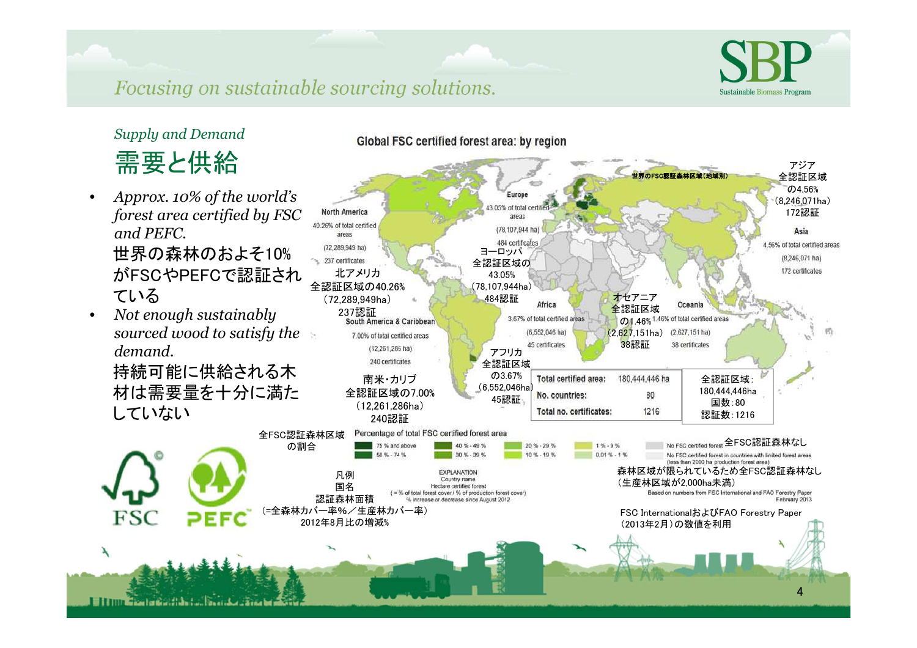*Supply and Demand*

# 需要と供給

- *Approx. 10% of the world's forest area certified by FSC and PEFC.*
  世界の森林のおよそ10%がFSCやPEFCで認証されている
- *Not enough sustainably sourced wood to satisfy the demand.*
  持続可能に供給される木材は需要量を十分に満たしていない

## Global FSC certified forest area: by region

世界のFSC認証森林区域（地域別）

**North America**
40.26% of total certified areas
(72,289,949 ha)
237 certificates

北アメリカ
全認証区域の40.26%
（72,289,949ha）
237認証

**Europe**
43.05% of total certified areas
(78,107,944 ha)
484 certificates

ヨーロッパ
全認証区域の43.05%
（78,107,944ha）
484認証

**Asia**
4.56% of total certified areas
(8,246,071 ha)
172 certificates

アジア
全認証区域の4.56%
（8,246,071ha）
172認証

**South America & Caribbean**
7.00% of total certified areas
(12,261,286 ha)
240 certificates

南米・カリブ
全認証区域の7.00%
（12,261,286ha）
240認証

**Africa**
3.67% of total certified areas
(6,552,046 ha)
45 certificates

アフリカ
全認証区域の3.67%
（6,552,046ha）
45認証

**Oceania**
1.46% of total certified areas
(2,627,151 ha)
38 certificates

オセアニア
全認証区域の1.46%
（2,627,151ha）
38認証

| | | |
|---|---|---|
| Total certified area: | 180,444,446 ha | 全認証区域：180,444,446ha |
| No. countries: | 80 | 国数：80 |
| Total no. certificates: | 1216 | 認証数：1216 |

Percentage of total FSC certified forest area
全FSC認証森林区域の割合

- 75 % and above
- 50 % - 74 %
- 40 % - 49 %
- 30 % - 39 %
- 20 % - 29 %
- 10 % - 19 %
- 1 % - 9 %
- 0.01 % - 1 %
- No FSC certified forest 全FSC認証森林なし
- No FSC certified forest in countries with limited forest areas (less than 2000 ha production forest area) 森林区域が限られているため全FSC認証森林なし（生産林区域が2,000ha未満）

EXPLANATION 凡例
Country name 国名
Hectare certified forest 認証森林面積
( = % of total forest cover / % of production forest cover) (=全森林カバー率%／生産林カバー率)
% increase or decrease since August 2012 2012年8月比の増減%

Based on numbers from FSC International and FAO Forestry Paper February 2013
FSC InternationalおよびFAO Forestry Paper（2013年2月）の数値を利用

FSC PEFC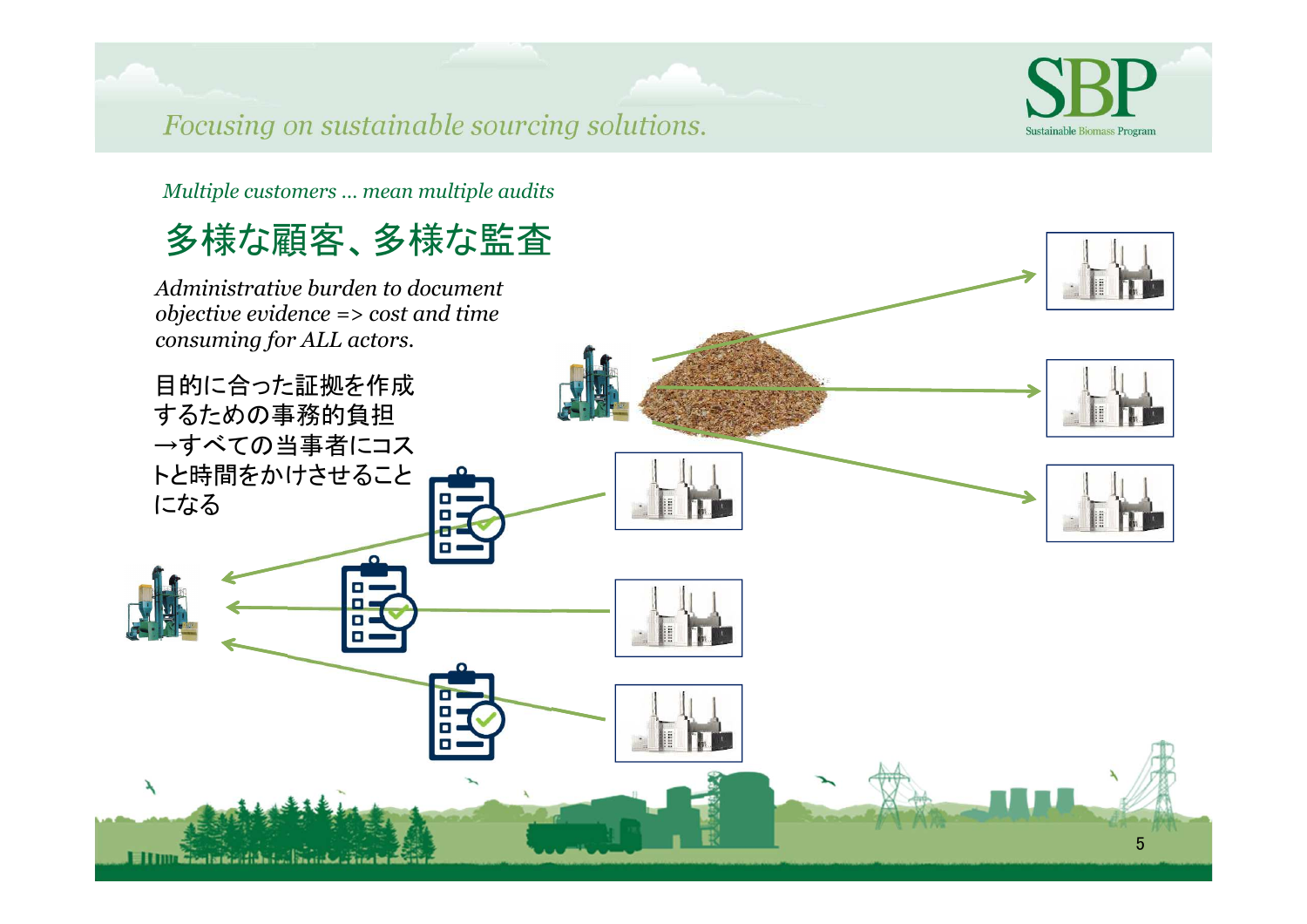*Multiple customers … mean multiple audits*

## 多様な顧客、多様な監査

*Administrative burden to document objective evidence => cost and time consuming for ALL actors.*

目的に合った証拠を作成するための事務的負担
→すべての当事者にコストと時間をかけさせることになる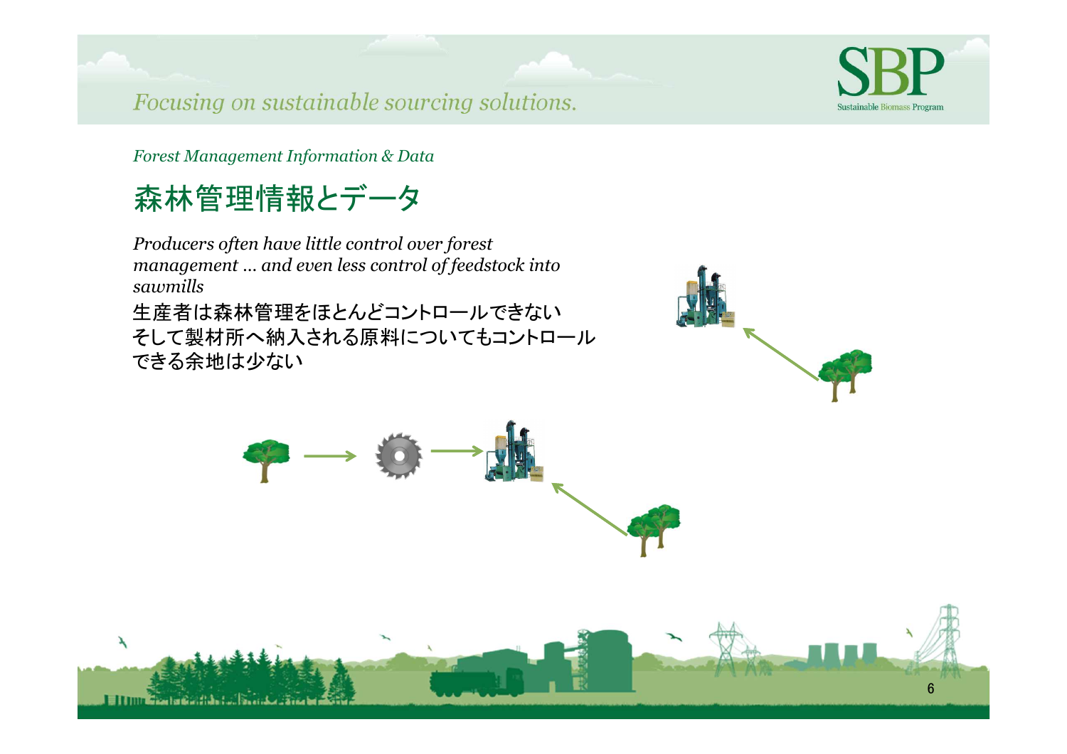*Forest Management Information & Data*

# 森林管理情報とデータ

*Producers often have little control over forest management … and even less control of feedstock into sawmills*

生産者は森林管理をほとんどコントロールできない
そして製材所へ納入される原料についてもコントロールできる余地は少ない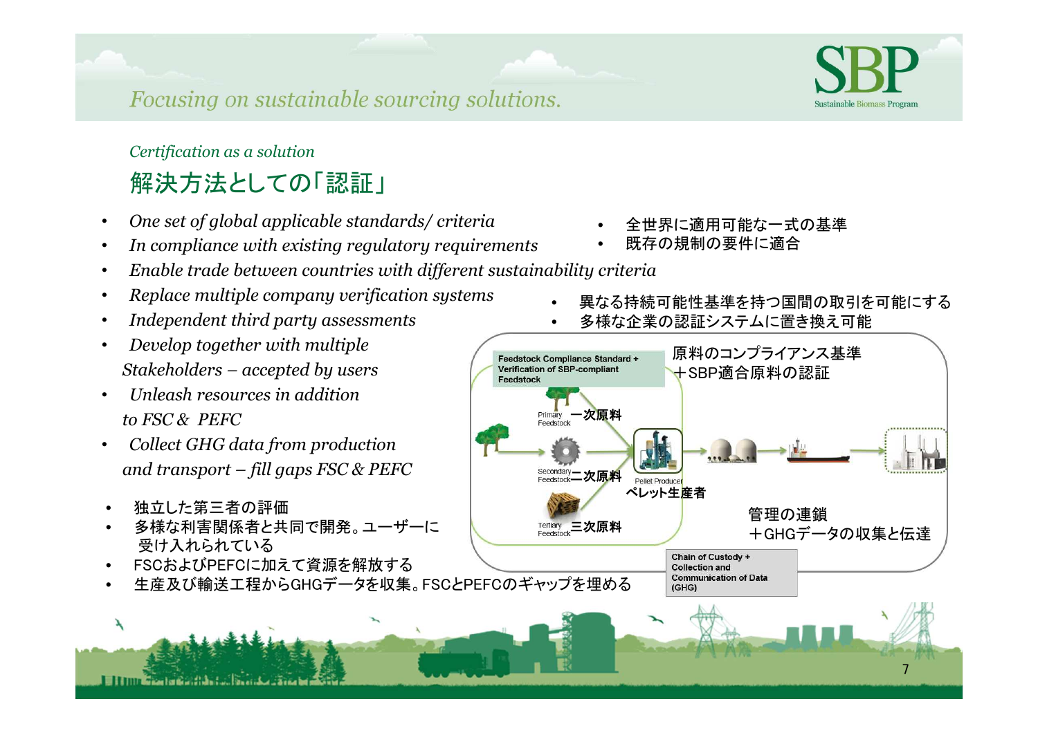*Focusing on sustainable sourcing solutions.*

*Certification as a solution*

## 解決方法としての「認証」

- *One set of global applicable standards/ criteria*
- *In compliance with existing regulatory requirements*
- *Enable trade between countries with different sustainability criteria*
- *Replace multiple company verification systems*
- *Independent third party assessments*
- *Develop together with multiple Stakeholders – accepted by users*
- *Unleash resources in addition to FSC & PEFC*
- *Collect GHG data from production and transport – fill gaps FSC & PEFC*

- 全世界に適用可能な一式の基準
- 既存の規制の要件に適合
- 異なる持続可能性基準を持つ国間の取引を可能にする
- 多様な企業の認証システムに置き換え可能
- 独立した第三者の評価
- 多様な利害関係者と共同で開発。ユーザーに受け入れられている
- FSCおよびPEFCに加えて資源を解放する
- 生産及び輸送工程からGHGデータを収集。FSCとPEFCのギャップを埋める

**Feedstock Compliance Standard + Verification of SBP-compliant Feedstock**

原料のコンプライアンス基準＋SBP適合原料の認証

Primary Feedstock **一次原料**

Secondary Feedstock **二次原料**

Tertiary Feedstock **三次原料**

Pellet Producer **ペレット生産者**

管理の連鎖＋GHGデータの収集と伝達

**Chain of Custody + Collection and Communication of Data (GHG)**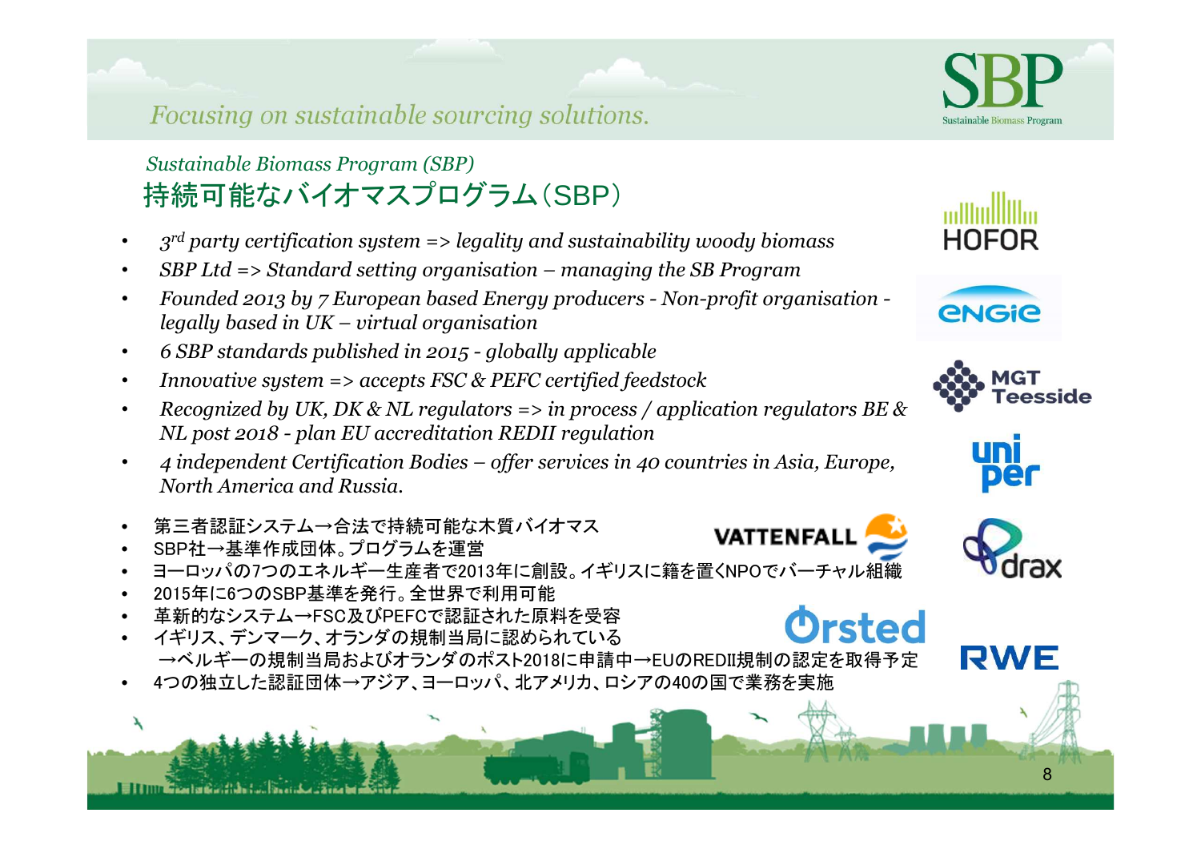*Focusing on sustainable sourcing solutions.*

## *Sustainable Biomass Program (SBP)*
## 持続可能なバイオマスプログラム（SBP）

- *$3^{rd}$ party certification system => legality and sustainability woody biomass*
- *SBP Ltd => Standard setting organisation – managing the SB Program*
- *Founded 2013 by 7 European based Energy producers - Non-profit organisation - legally based in UK – virtual organisation*
- *6 SBP standards published in 2015 - globally applicable*
- *Innovative system => accepts FSC & PEFC certified feedstock*
- *Recognized by UK, DK & NL regulators => in process / application regulators BE & NL post 2018 - plan EU accreditation REDII regulation*
- *4 independent Certification Bodies – offer services in 40 countries in Asia, Europe, North America and Russia.*

- 第三者認証システム→合法で持続可能な木質バイオマス
- SBP社→基準作成団体。プログラムを運営
- ヨーロッパの7つのエネルギー生産者で2013年に創設。イギリスに籍を置くNPOでバーチャル組織
- 2015年に6つのSBP基準を発行。全世界で利用可能
- 革新的なシステム→FSC及びPEFCで認証された原料を受容
- イギリス、デンマーク、オランダの規制当局に認められている
  →ベルギーの規制当局およびオランダのポスト2018に申請中→EUのREDII規制の認定を取得予定
- 4つの独立した認証団体→アジア、ヨーロッパ、北アメリカ、ロシアの40の国で業務を実施

SBP Sustainable Biomass Program

HOFOR

ENGIE

MGT Teesside

uniper

drax

RWE

VATTENFALL

Ørsted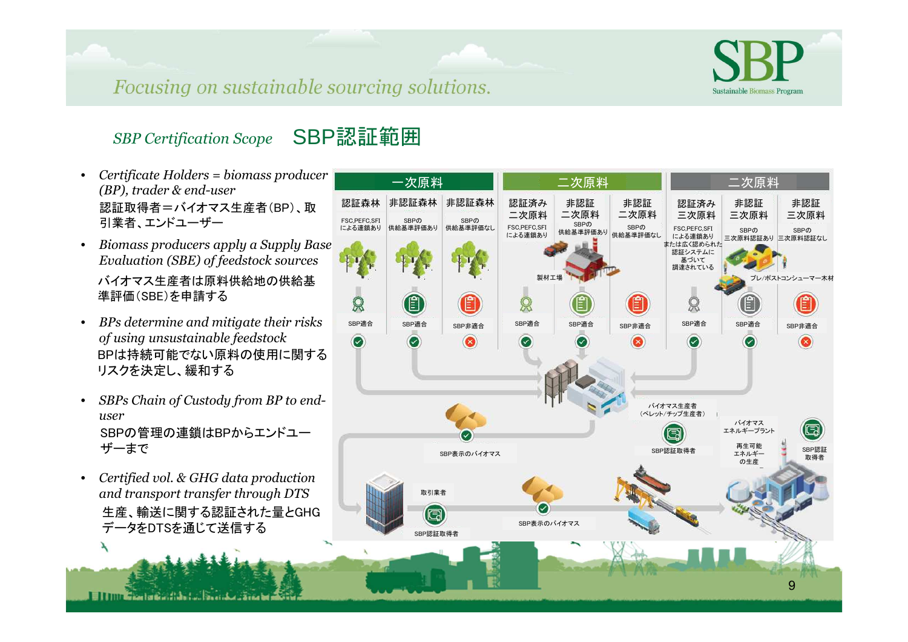## SBP Certification Scope SBP認証範囲

- *Certificate Holders = biomass producer (BP), trader & end-user*
  認証取得者＝バイオマス生産者（BP）、取引業者、エンドユーザー
- *Biomass producers apply a Supply Base Evaluation (SBE) of feedstock sources*
  バイオマス生産者は原料供給地の供給基準評価（SBE）を申請する
- *BPs determine and mitigate their risks of using unsustainable feedstock*
  BPは持続可能でない原料の使用に関するリスクを決定し、緩和する
- *SBPs Chain of Custody from BP to end-user*
  SBPの管理の連鎖はBPからエンドユーザーまで
- *Certified vol. & GHG data production and transport transfer through DTS*
  生産、輸送に関する認証された量とGHGデータをDTSを通じて送信する

| 一次原料 | | | 二次原料 | | | 三次原料 | | |
|---|---|---|---|---|---|---|---|---|
| 認証森林 | 非認証森林 | 非認証森林 | 認証済み二次原料 | 非認証二次原料 | 非認証二次原料 | 認証済み三次原料 | 非認証三次原料 | 非認証三次原料 |
| FSC,PEFC,SFIによる連鎖あり | SBPの供給基準評価あり | SBPの供給基準評価なし | FSC,PEFC,SFIによる連鎖あり | SBPの供給基準評価あり | SBPの供給基準評価なし | FSC,PEFC,SFIによる連鎖ありまたは広く認められた認証システムに基づいて調達されている | SBPの三次原料認証あり | SBPの三次原料認証なし |
| SBP適合 | SBP適合 | SBP非適合 | SBP適合 | SBP適合 | SBP非適合 | SBP適合 | SBP適合 | SBP非適合 |

製材工場

プレ/ポストコンシューマー木材

バイオマス生産者（ペレット/チップ生産者） SBP認証取得者

バイオマスエネルギープラント 再生可能エネルギーの生産 SBP認証取得者

SBP表示のバイオマス

取引業者 SBP認証取得者

SBP表示のバイオマス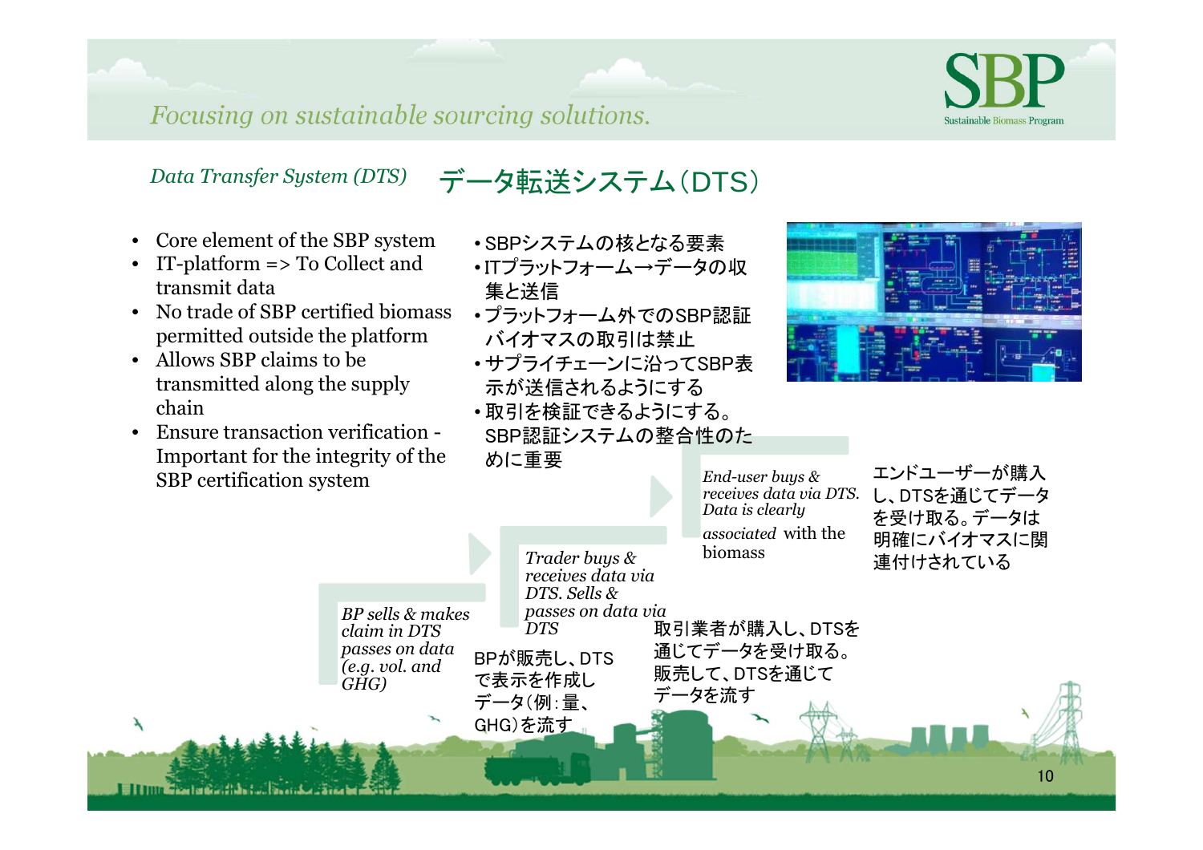## Data Transfer System (DTS) データ転送システム（DTS）

- Core element of the SBP system
- IT-platform => To Collect and transmit data
- No trade of SBP certified biomass permitted outside the platform
- Allows SBP claims to be transmitted along the supply chain
- Ensure transaction verification - Important for the integrity of the SBP certification system

- SBPシステムの核となる要素
- ITプラットフォーム→データの収集と送信
- プラットフォーム外でのSBP認証バイオマスの取引は禁止
- サプライチェーンに沿ってSBP表示が送信されるようにする
- 取引を検証できるようにする。SBP認証システムの整合性のために重要

*BP sells & makes claim in DTS passes on data (e.g. vol. and GHG)*

BPが販売し、DTSで表示を作成しデータ（例：量、GHG）を流す

*Trader buys & receives data via DTS. Sells & passes on data via DTS*

取引業者が購入し、DTSを通じてデータを受け取る。販売して、DTSを通じてデータを流す

*End-user buys & receives data via DTS. Data is clearly associated* with the biomass

エンドユーザーが購入し、DTSを通じてデータを受け取る。データは明確にバイオマスに関連付けされている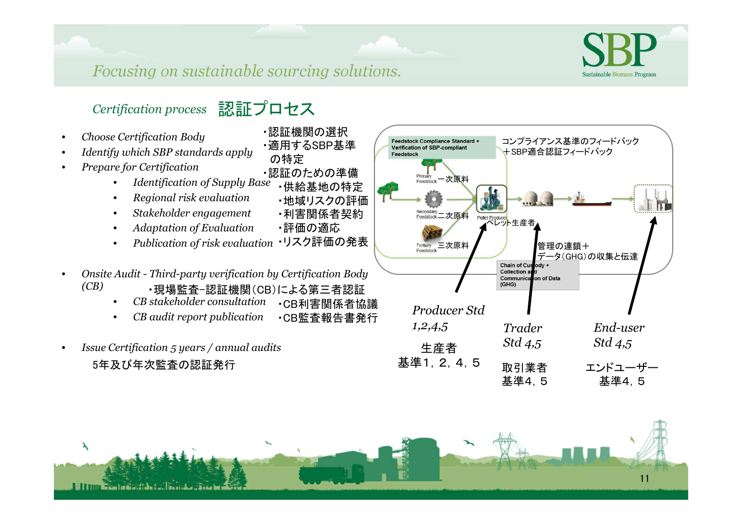## *Certification process* 認証プロセス

- *Choose Certification Body* ・認証機関の選択
- *Identify which SBP standards apply* ・適用するSBP基準の特定
- *Prepare for Certification* ・認証のための準備
  - *Identification of Supply Base* ・供給基地の特定
  - *Regional risk evaluation* ・地域リスクの評価
  - *Stakeholder engagement* ・利害関係者契約
  - *Adaptation of Evaluation* ・評価の適応
  - *Publication of risk evaluation* ・リスク評価の発表
- *Onsite Audit - Third-party verification by Certification Body (CB)* ・現場監査–認証機関(CB)による第三者認証
  - *CB stakeholder consultation* ・CB利害関係者協議
  - *CB audit report publication* ・CB監査報告書発行
- *Issue Certification 5 years / annual audits*
  5年及び年次監査の認証発行

Feedstock Compliance Standard + Verification of SBP-compliant Feedstock
コンプライアンス基準のフィードバック＋SBP適合認証フィードバック

Primary Feedstock 一次原料
Secondary Feedstock 二次原料
Tertiary Feedstock 三次原料
Pellet Producer ペレット生産者

Chain of Custody + Collection and Communication of Data (GHG)
管理の連鎖＋データ(GHG)の収集と伝達

*Producer Std 1,2,4,5*
生産者 基準1，2，4，5

*Trader Std 4,5*
取引業者 基準4，5

*End-user Std 4,5*
エンドユーザー 基準4，5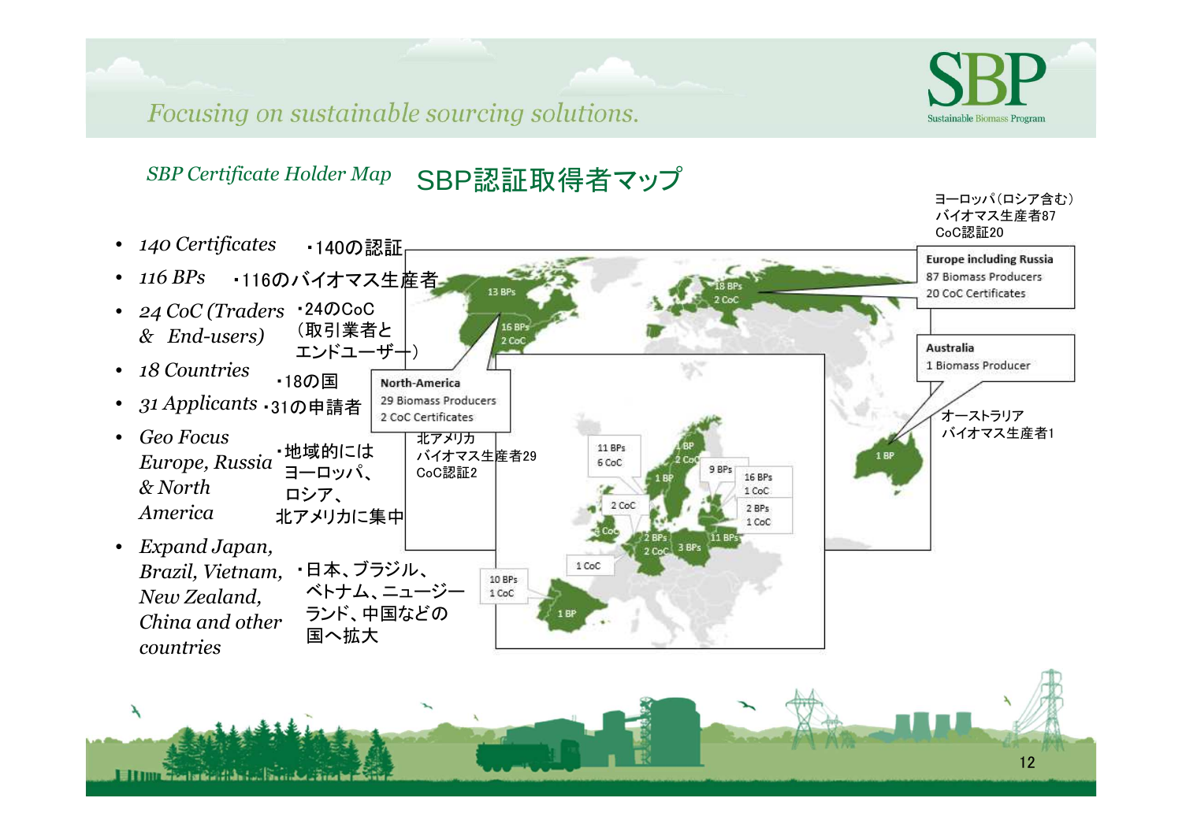*Focusing on sustainable sourcing solutions.*

## *SBP Certificate Holder Map* SBP認証取得者マップ

- *140 Certificates* ・140の認証
- *116 BPs* ・116のバイオマス生産者
- *24 CoC (Traders & End-users)* ・24のCoC（取引業者とエンドユーザー）
- *18 Countries* ・18の国
- *31 Applicants* ・31の申請者
- *Geo Focus Europe, Russia & North America* ・地域的にはヨーロッパ、ロシア、北アメリカに集中
- *Expand Japan, Brazil, Vietnam, New Zealand, China and other countries* ・日本、ブラジル、ベトナム、ニュージーランド、中国などの国へ拡大

**North-America**
29 Biomass Producers
2 CoC Certificates

北アメリカ
バイオマス生産者29
CoC認証2

**Europe including Russia**
87 Biomass Producers
20 CoC Certificates

ヨーロッパ（ロシア含む）
バイオマス生産者87
CoC認証20

**Australia**
1 Biomass Producer

オーストラリア
バイオマス生産者1

13 BPs; 16 BPs 2 CoC; 18 BPs 2 CoC; 11 BPs 6 CoC; 1 BP; 2 CoC; 9 BPs; 16 BPs 1 CoC; 2 BPs 1 CoC; 1 BP; 2 CoC; 3 CoC; 2 BPs 2 CoC; 3 BPs; 11 BPs; 1 CoC; 10 BPs 1 CoC; 1 BP; 1 BP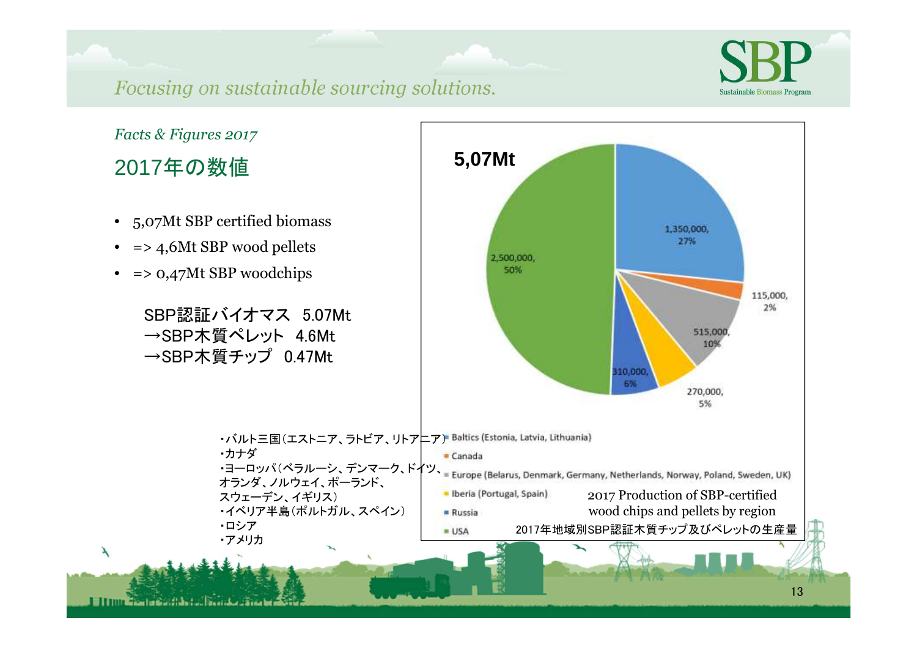*Focusing on sustainable sourcing solutions.*

*Facts & Figures 2017*

## 2017年の数値

- 5,07Mt SBP certified biomass
- => 4,6Mt SBP wood pellets
- => 0,47Mt SBP woodchips

SBP認証バイオマス　5.07Mt
→SBP木質ペレット　4.6Mt
→SBP木質チップ　0.47Mt

**5,07Mt**

| Region | Volume | Share |
|---|---|---|
| Baltics (Estonia, Latvia, Lithuania) | 1,350,000 | 27% |
| Canada | 115,000 | 2% |
| Europe (Belarus, Denmark, Germany, Netherlands, Norway, Poland, Sweden, UK) | 515,000 | 10% |
| Iberia (Portugal, Spain) | 270,000 | 5% |
| Russia | 310,000 | 6% |
| USA | 2,500,000 | 50% |

・バルト三国（エストニア、ラトビア、リトアニア）
・カナダ
・ヨーロッパ（ベラルーシ、デンマーク、ドイツ、オランダ、ノルウェイ、ポーランド、スウェーデン、イギリス）
・イベリア半島（ポルトガル、スペイン）
・ロシア
・アメリカ

2017 Production of SBP-certified wood chips and pellets by region

2017年地域別SBP認証木質チップ及びペレットの生産量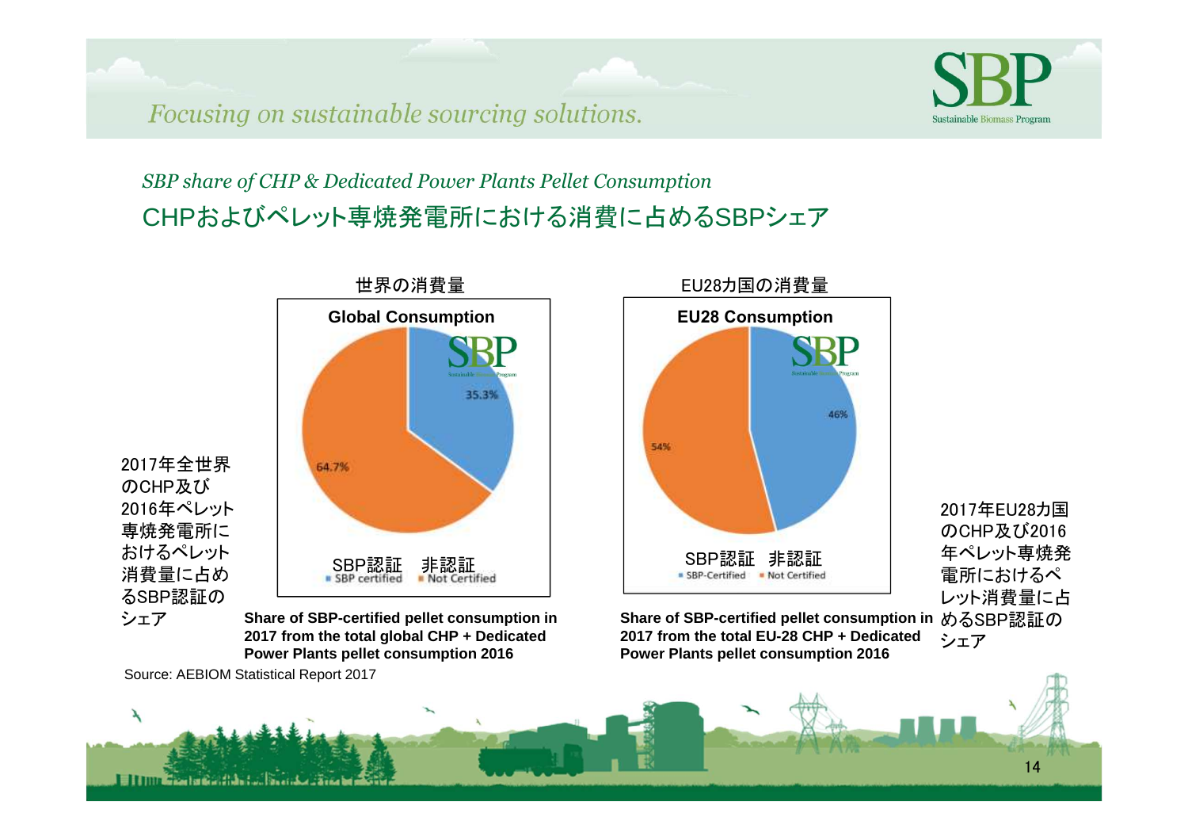*Focusing on sustainable sourcing solutions.*

## *SBP share of CHP & Dedicated Power Plants Pellet Consumption*

## CHPおよびペレット専焼発電所における消費に占めるSBPシェア

世界の消費量

**Global Consumption**

35.3%

64.7%

SBP認証　非認証

SBP certified　Not Certified

2017年全世界のCHP及び2016年ペレット専焼発電所におけるペレット消費量に占めるSBP認証のシェア

**Share of SBP-certified pellet consumption in 2017 from the total global CHP + Dedicated Power Plants pellet consumption 2016**

EU28カ国の消費量

**EU28 Consumption**

46%

54%

SBP認証　非認証

SBP-Certified　Not Certified

2017年EU28カ国のCHP及び2016年ペレット専焼発電所におけるペレット消費量に占めるSBP認証のシェア

**Share of SBP-certified pellet consumption in 2017 from the total EU-28 CHP + Dedicated Power Plants pellet consumption 2016**

Source: AEBIOM Statistical Report 2017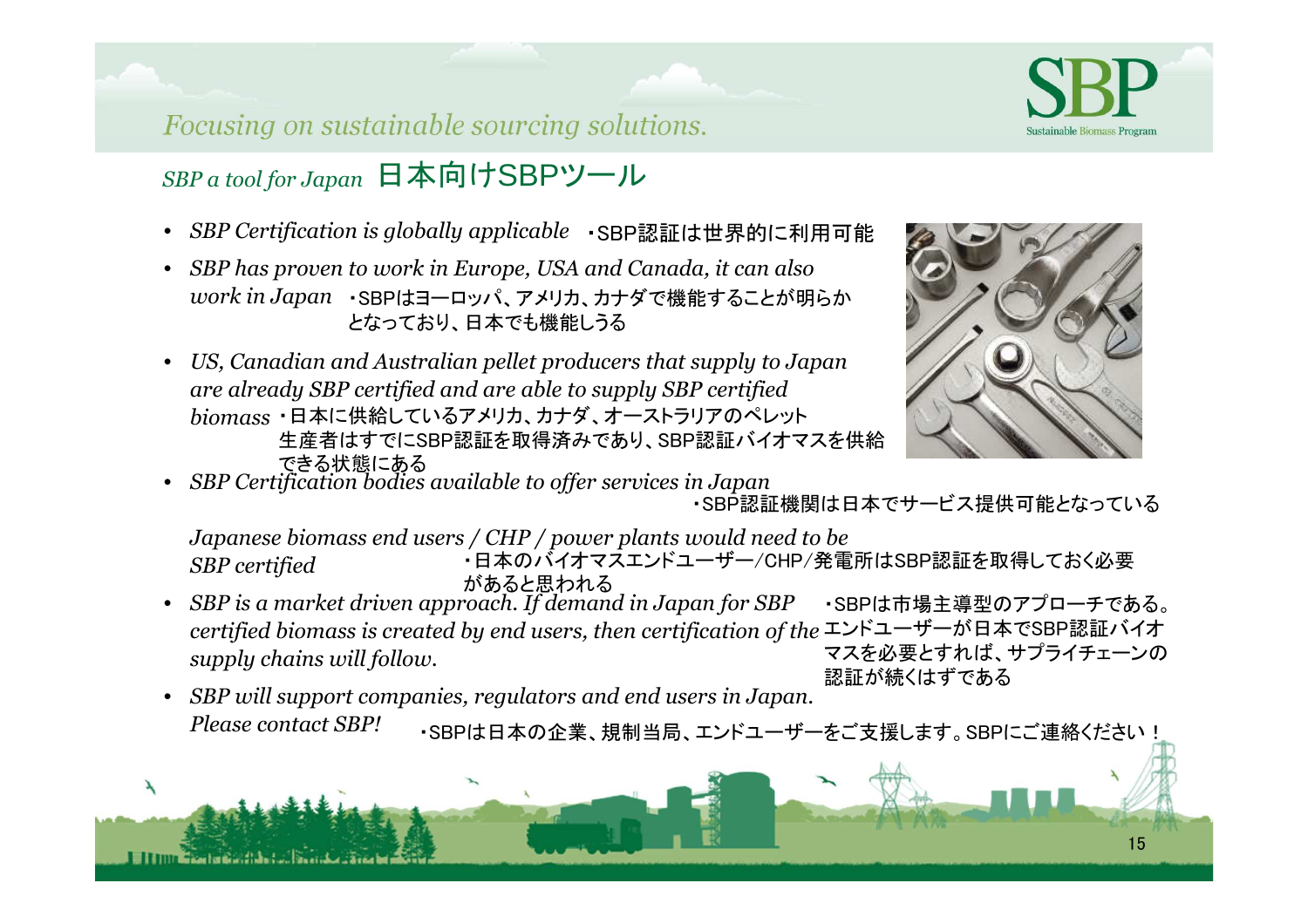*Focusing on sustainable sourcing solutions.*

## *SBP a tool for Japan* 日本向けSBPツール

- *SBP Certification is globally applicable* ・SBP認証は世界的に利用可能
- *SBP has proven to work in Europe, USA and Canada, it can also work in Japan* ・SBPはヨーロッパ、アメリカ、カナダで機能することが明らかとなっており、日本でも機能しうる
- *US, Canadian and Australian pellet producers that supply to Japan are already SBP certified and are able to supply SBP certified biomass* ・日本に供給しているアメリカ、カナダ、オーストラリアのペレット生産者はすでにSBP認証を取得済みであり、SBP認証バイオマスを供給できる状態にある
- *SBP Certification bodies available to offer services in Japan* ・SBP認証機関は日本でサービス提供可能となっている

  *Japanese biomass end users / CHP / power plants would need to be SBP certified* ・日本のバイオマスエンドユーザー/CHP/発電所はSBP認証を取得しておく必要があると思われる
- *SBP is a market driven approach. If demand in Japan for SBP certified biomass is created by end users, then certification of the supply chains will follow.* ・SBPは市場主導型のアプローチである。エンドユーザーが日本でSBP認証バイオマスを必要とすれば、サプライチェーンの認証が続くはずである
- *SBP will support companies, regulators and end users in Japan. Please contact SBP!* ・SBPは日本の企業、規制当局、エンドユーザーをご支援します。SBPにご連絡ください！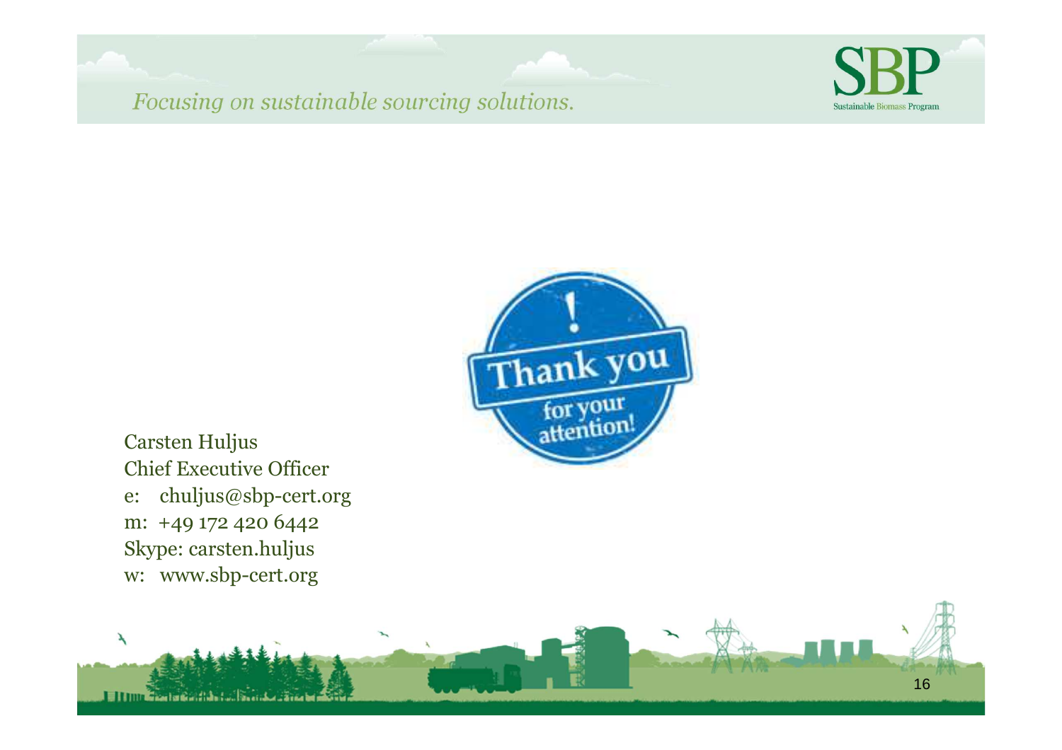Focusing on sustainable sourcing solutions.

SBP
Sustainable Biomass Program

Thank you for your attention!

Carsten Huljus
Chief Executive Officer
e: chuljus@sbp-cert.org
m: +49 172 420 6442
Skype: carsten.huljus
w: www.sbp-cert.org